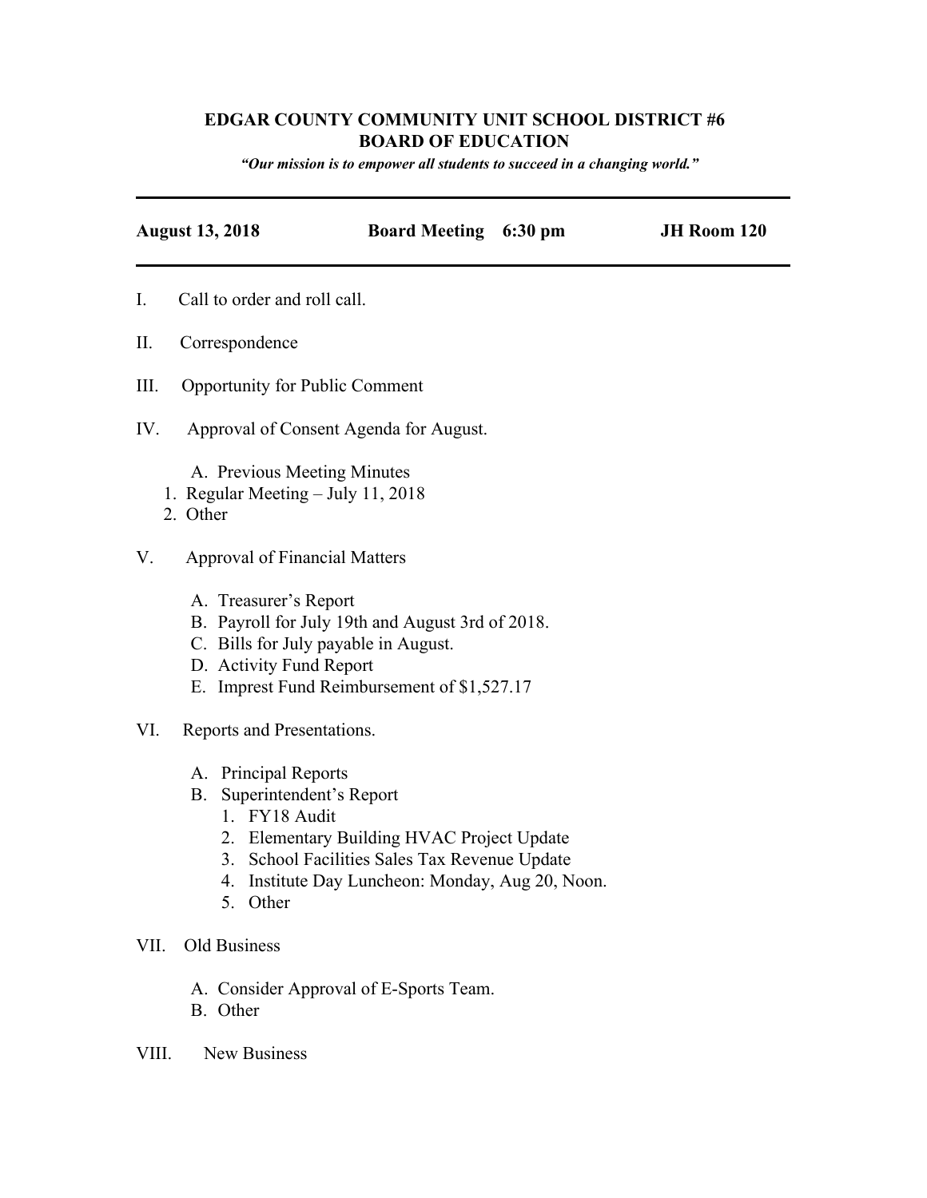# EDGAR COUNTY COMMUNITY UNIT SCHOOL DISTRICT #6
## BOARD OF EDUCATION

***"Our mission is to empower all students to succeed in a changing world."***

---

**August 13, 2018** **Board Meeting 6:30 pm** **JH Room 120**

---

I. Call to order and roll call.

II. Correspondence

III. Opportunity for Public Comment

IV. Approval of Consent Agenda for August.

   A. Previous Meeting Minutes
   1. Regular Meeting – July 11, 2018
   2. Other

V. Approval of Financial Matters

   A. Treasurer's Report
   B. Payroll for July 19th and August 3rd of 2018.
   C. Bills for July payable in August.
   D. Activity Fund Report
   E. Impress Fund Reimbursement of $1,527.17

VI. Reports and Presentations.

   A. Principal Reports
   B. Superintendent's Report
      1. FY18 Audit
      2. Elementary Building HVAC Project Update
      3. School Facilities Sales Tax Revenue Update
      4. Institute Day Luncheon: Monday, Aug 20, Noon.
      5. Other

VII. Old Business

   A. Consider Approval of E-Sports Team.
   B. Other

VIII. New Business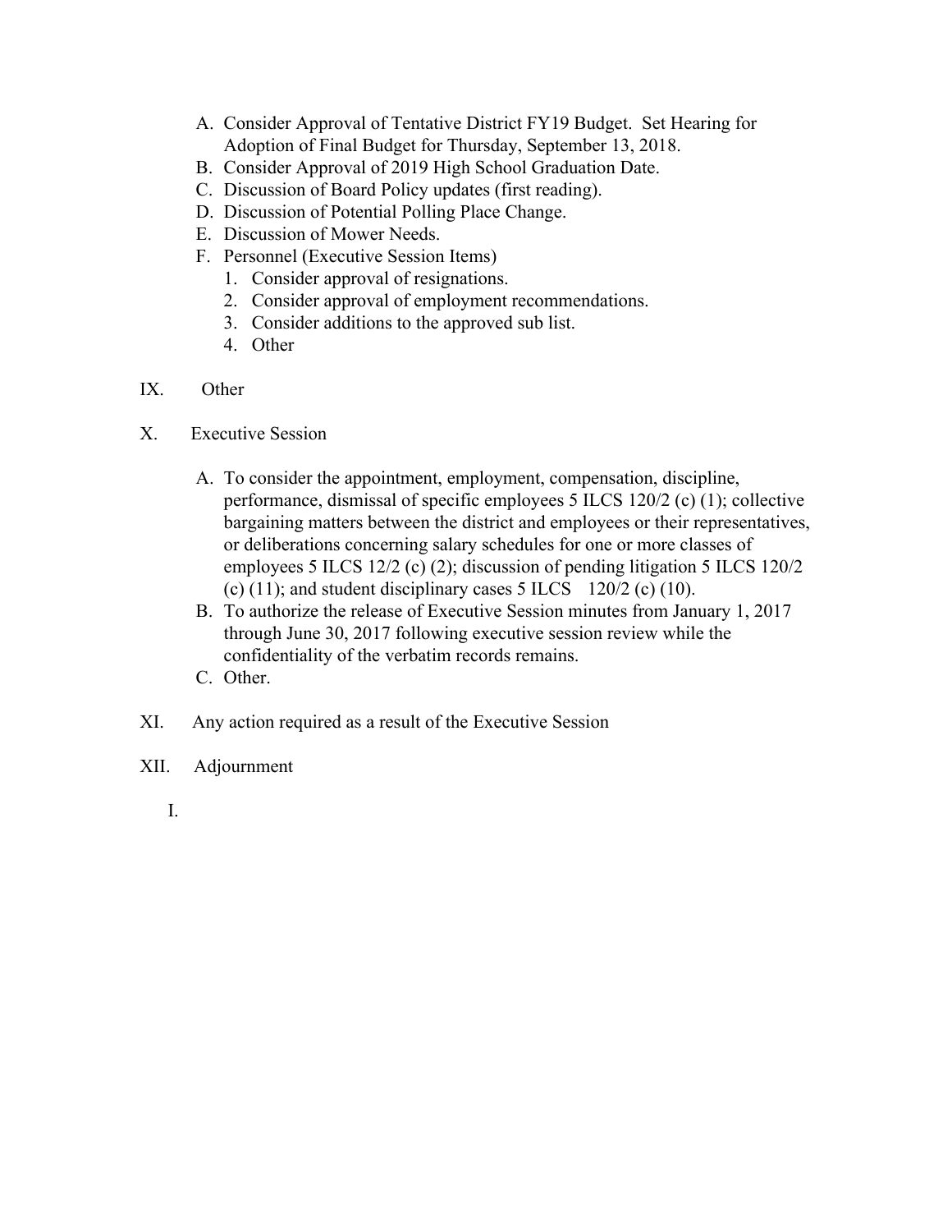A. Consider Approval of Tentative District FY19 Budget. Set Hearing for Adoption of Final Budget for Thursday, September 13, 2018.
B. Consider Approval of 2019 High School Graduation Date.
C. Discussion of Board Policy updates (first reading).
D. Discussion of Potential Polling Place Change.
E. Discussion of Mower Needs.
F. Personnel (Executive Session Items)
    1. Consider approval of resignations.
    2. Consider approval of employment recommendations.
    3. Consider additions to the approved sub list.
    4. Other

IX. Other

X. Executive Session

A. To consider the appointment, employment, compensation, discipline, performance, dismissal of specific employees 5 ILCS 120/2 (c) (1); collective bargaining matters between the district and employees or their representatives, or deliberations concerning salary schedules for one or more classes of employees 5 ILCS 12/2 (c) (2); discussion of pending litigation 5 ILCS 120/2 (c) (11); and student disciplinary cases 5 ILCS 120/2 (c) (10).
B. To authorize the release of Executive Session minutes from January 1, 2017 through June 30, 2017 following executive session review while the confidentiality of the verbatim records remains.
C. Other.

XI. Any action required as a result of the Executive Session

XII. Adjournment

I.